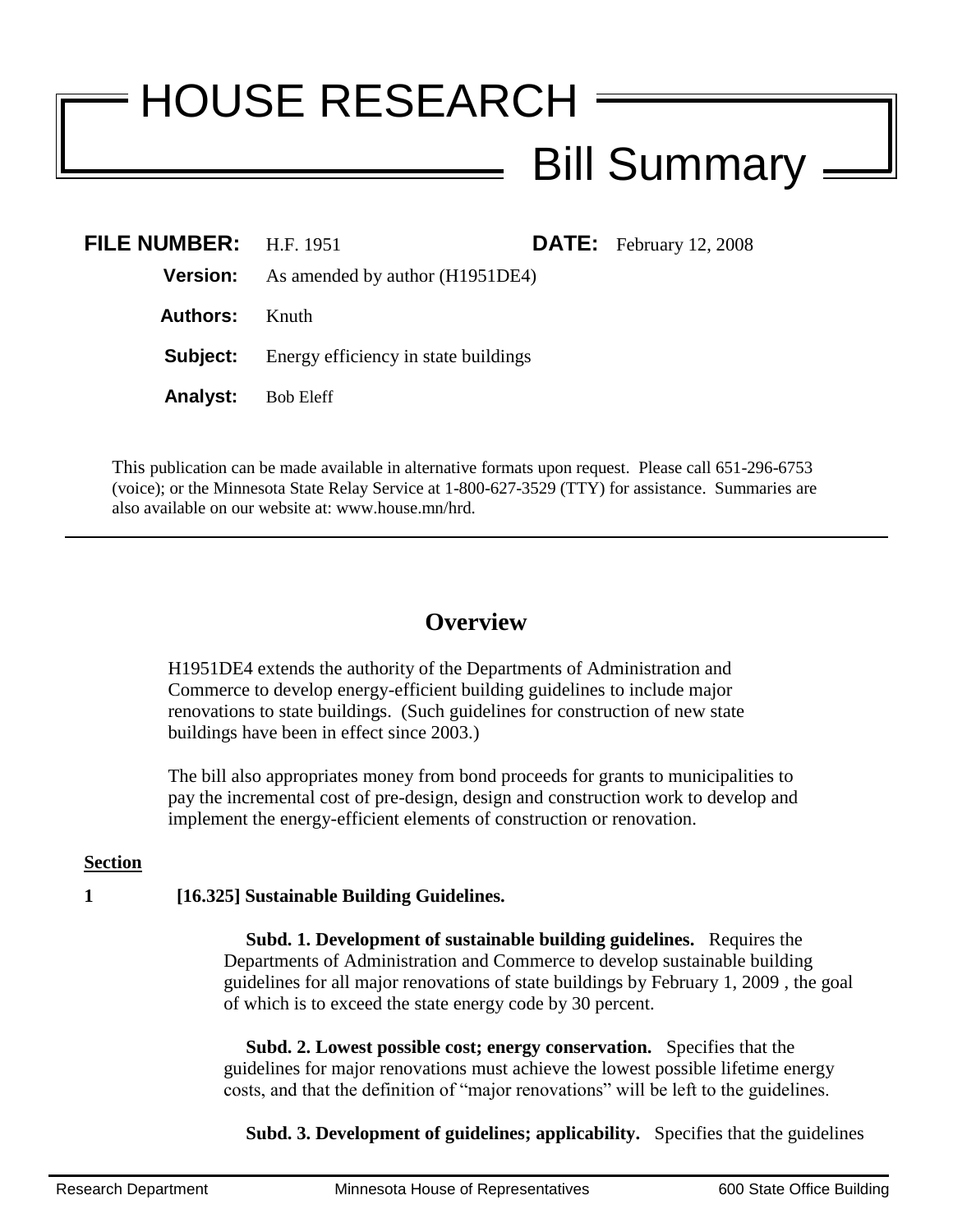# HOUSE RESEARCH

## Bill Summary

**FILE NUMBER:** H.F. 1951

**DATE:** February 12, 2008

**Version:** As amended by author (H1951DE4)

**Authors:** Knuth

**Subject:** Energy efficiency in state buildings

**Analyst:** Bob Eleff

This publication can be made available in alternative formats upon request. Please call 651-296-6753 (voice); or the Minnesota State Relay Service at 1-800-627-3529 (TTY) for assistance. Summaries are also available on our website at: www.house.mn/hrd.

---

## Overview

H1951DE4 extends the authority of the Departments of Administration and Commerce to develop energy-efficient building guidelines to include major renovations to state buildings. (Such guidelines for construction of new state buildings have been in effect since 2003.)

The bill also appropriates money from bond proceeds for grants to municipalities to pay the incremental cost of pre-design, design and construction work to develop and implement the energy-efficient elements of construction or renovation.

**Section**

**1 [16.325] Sustainable Building Guidelines.**

**Subd. 1. Development of sustainable building guidelines.** Requires the Departments of Administration and Commerce to develop sustainable building guidelines for all major renovations of state buildings by February 1, 2009 , the goal of which is to exceed the state energy code by 30 percent.

**Subd. 2. Lowest possible cost; energy conservation.** Specifies that the guidelines for major renovations must achieve the lowest possible lifetime energy costs, and that the definition of "major renovations" will be left to the guidelines.

**Subd. 3. Development of guidelines; applicability.** Specifies that the guidelines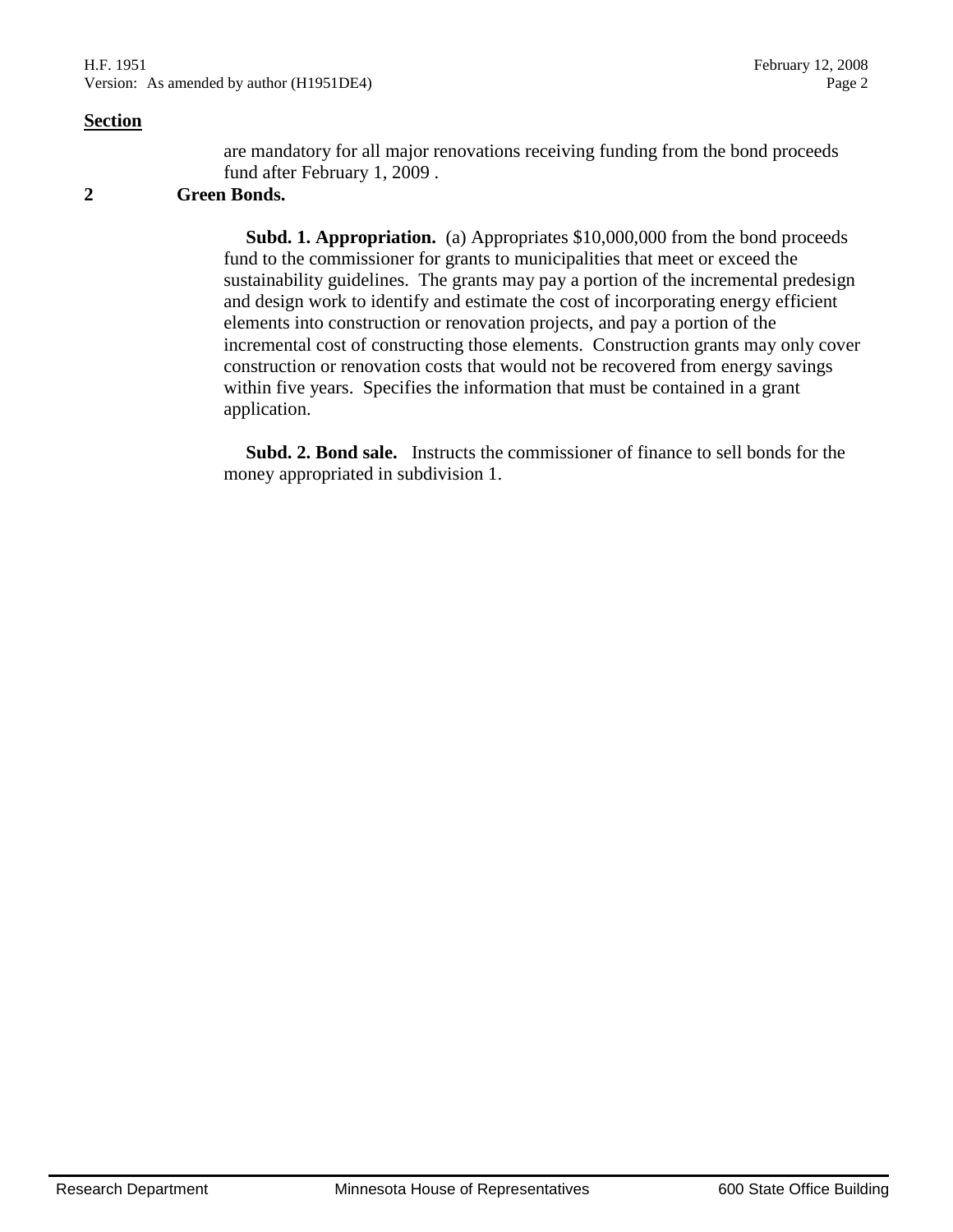**Section**

are mandatory for all major renovations receiving funding from the bond proceeds fund after February 1, 2009 .

**2 Green Bonds.**

**Subd. 1. Appropriation.** (a) Appropriates $10,000,000 from the bond proceeds fund to the commissioner for grants to municipalities that meet or exceed the sustainability guidelines. The grants may pay a portion of the incremental predesign and design work to identify and estimate the cost of incorporating energy efficient elements into construction or renovation projects, and pay a portion of the incremental cost of constructing those elements. Construction grants may only cover construction or renovation costs that would not be recovered from energy savings within five years. Specifies the information that must be contained in a grant application.

**Subd. 2. Bond sale.** Instructs the commissioner of finance to sell bonds for the money appropriated in subdivision 1.